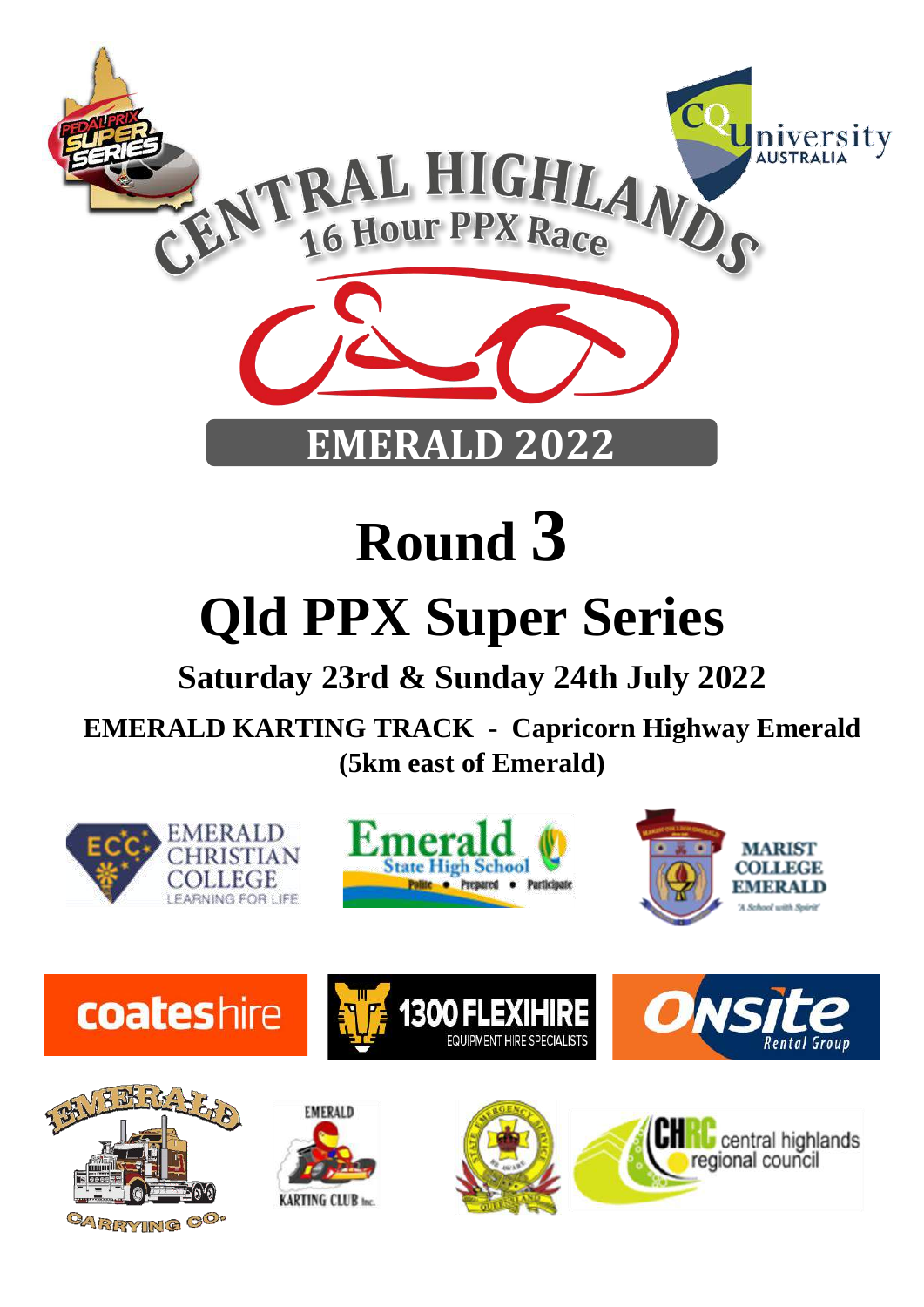# CENTRAL HIGHLANDS

## 16 Hour PPX Race

## EMERALD 2022

# Round 3

# Qld PPX Super Series

### Saturday 23rd & Sunday 24th July 2022

**EMERALD KARTING TRACK - Capricorn Highway Emerald**

**(5km east of Emerald)**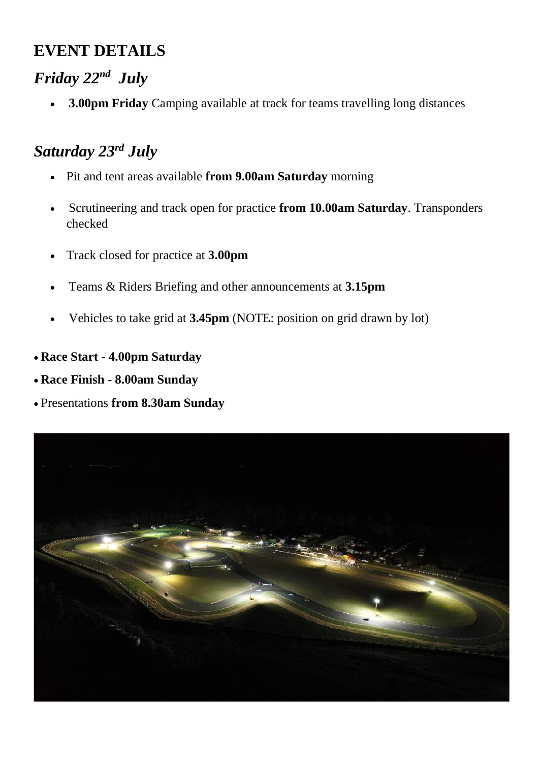# EVENT DETAILS

## *Friday 22nd July*

- **3.00pm Friday** Camping available at track for teams travelling long distances

## *Saturday 23rd July*

- Pit and tent areas available **from 9.00am Saturday** morning
- Scrutineering and track open for practice **from 10.00am Saturday**. Transponders checked
- Track closed for practice at **3.00pm**
- Teams & Riders Briefing and other announcements at **3.15pm**
- Vehicles to take grid at **3.45pm** (NOTE: position on grid drawn by lot)

- **Race Start - 4.00pm Saturday**
- **Race Finish - 8.00am Sunday**
- Presentations **from 8.30am Sunday**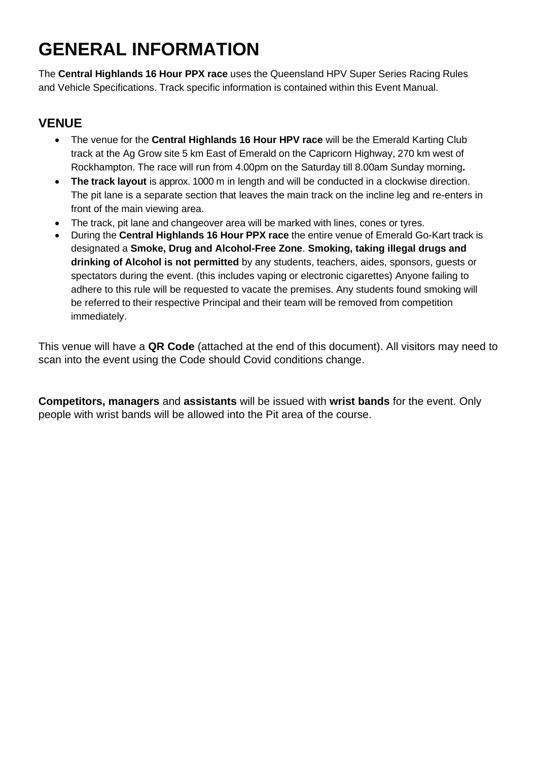# GENERAL INFORMATION

The **Central Highlands 16 Hour PPX race** uses the Queensland HPV Super Series Racing Rules and Vehicle Specifications. Track specific information is contained within this Event Manual.

## VENUE

- The venue for the **Central Highlands 16 Hour HPV race** will be the Emerald Karting Club track at the Ag Grow site 5 km East of Emerald on the Capricorn Highway, 270 km west of Rockhampton. The race will run from 4.00pm on the Saturday till 8.00am Sunday morning**.**
- **The track layout** is approx. 1000 m in length and will be conducted in a clockwise direction. The pit lane is a separate section that leaves the main track on the incline leg and re-enters in front of the main viewing area.
- The track, pit lane and changeover area will be marked with lines, cones or tyres.
- During the **Central Highlands 16 Hour PPX race** the entire venue of Emerald Go-Kart track is designated a **Smoke, Drug and Alcohol-Free Zone**. **Smoking, taking illegal drugs and drinking of Alcohol is not permitted** by any students, teachers, aides, sponsors, guests or spectators during the event. (this includes vaping or electronic cigarettes) Anyone failing to adhere to this rule will be requested to vacate the premises. Any students found smoking will be referred to their respective Principal and their team will be removed from competition immediately.

This venue will have a **QR Code** (attached at the end of this document). All visitors may need to scan into the event using the Code should Covid conditions change.

**Competitors, managers** and **assistants** will be issued with **wrist bands** for the event. Only people with wrist bands will be allowed into the Pit area of the course.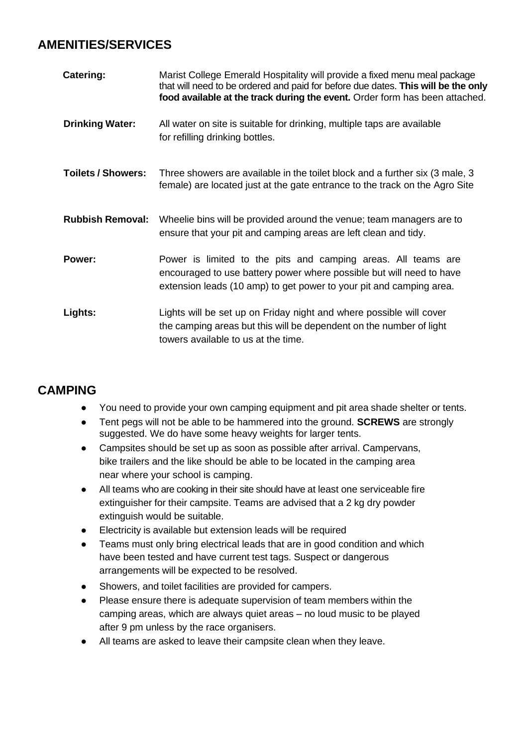## AMENITIES/SERVICES

**Catering:** Marist College Emerald Hospitality will provide a fixed menu meal package that will need to be ordered and paid for before due dates. **This will be the only food available at the track during the event.** Order form has been attached.

**Drinking Water:** All water on site is suitable for drinking, multiple taps are available for refilling drinking bottles.

**Toilets / Showers:** Three showers are available in the toilet block and a further six (3 male, 3 female) are located just at the gate entrance to the track on the Agro Site

**Rubbish Removal:** Wheelie bins will be provided around the venue; team managers are to ensure that your pit and camping areas are left clean and tidy.

**Power:** Power is limited to the pits and camping areas. All teams are encouraged to use battery power where possible but will need to have extension leads (10 amp) to get power to your pit and camping area.

**Lights:** Lights will be set up on Friday night and where possible will cover the camping areas but this will be dependent on the number of light towers available to us at the time.

## CAMPING

- You need to provide your own camping equipment and pit area shade shelter or tents.
- Tent pegs will not be able to be hammered into the ground. **SCREWS** are strongly suggested. We do have some heavy weights for larger tents.
- Campsites should be set up as soon as possible after arrival. Campervans, bike trailers and the like should be able to be located in the camping area near where your school is camping.
- All teams who are cooking in their site should have at least one serviceable fire extinguisher for their campsite. Teams are advised that a 2 kg dry powder extinguish would be suitable.
- Electricity is available but extension leads will be required
- Teams must only bring electrical leads that are in good condition and which have been tested and have current test tags. Suspect or dangerous arrangements will be expected to be resolved.
- Showers, and toilet facilities are provided for campers.
- Please ensure there is adequate supervision of team members within the camping areas, which are always quiet areas – no loud music to be played after 9 pm unless by the race organisers.
- All teams are asked to leave their campsite clean when they leave.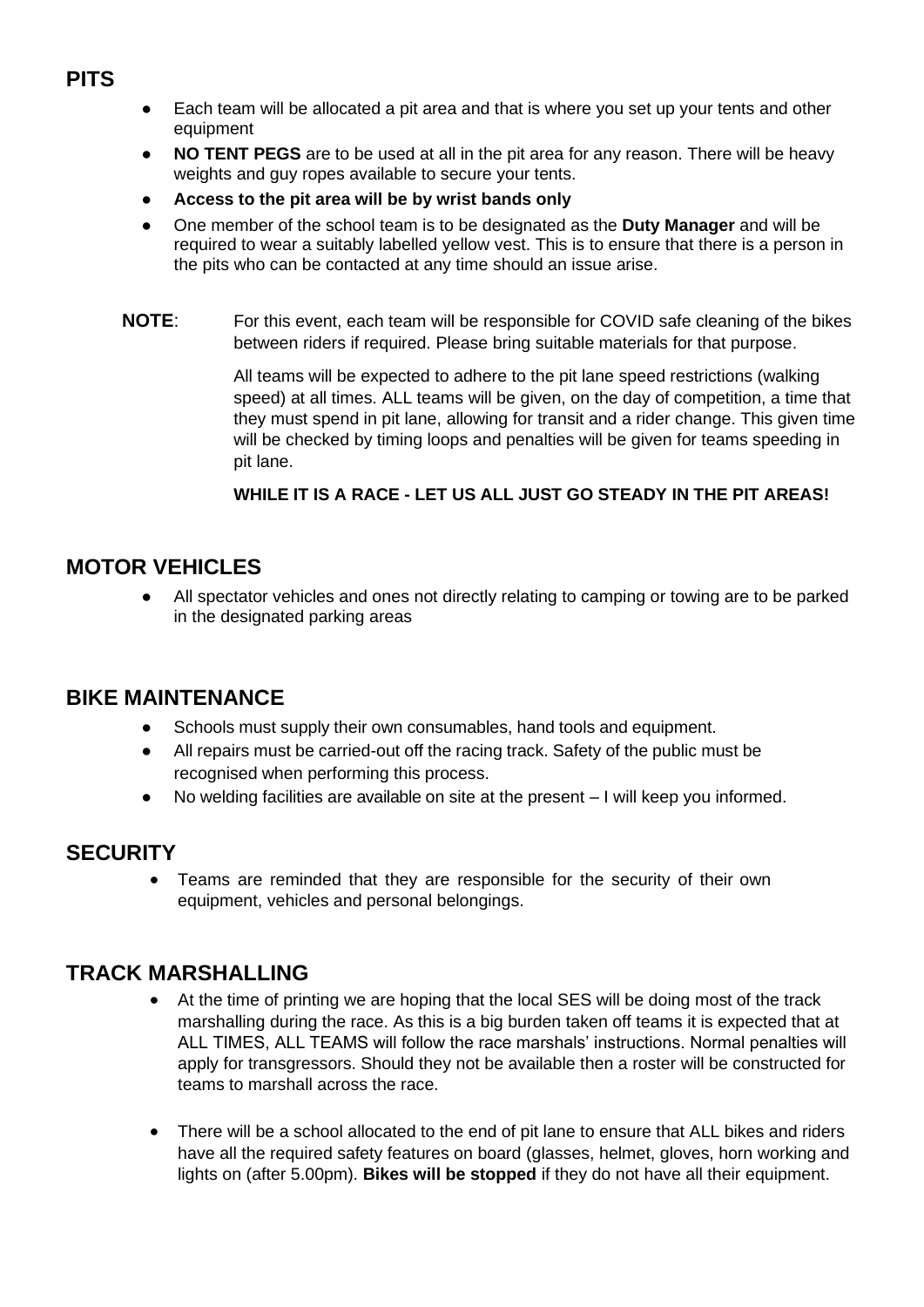## PITS

- Each team will be allocated a pit area and that is where you set up your tents and other equipment
- **NO TENT PEGS** are to be used at all in the pit area for any reason. There will be heavy weights and guy ropes available to secure your tents.
- **Access to the pit area will be by wrist bands only**
- One member of the school team is to be designated as the **Duty Manager** and will be required to wear a suitably labelled yellow vest. This is to ensure that there is a person in the pits who can be contacted at any time should an issue arise.

**NOTE**: For this event, each team will be responsible for COVID safe cleaning of the bikes between riders if required. Please bring suitable materials for that purpose.

All teams will be expected to adhere to the pit lane speed restrictions (walking speed) at all times. ALL teams will be given, on the day of competition, a time that they must spend in pit lane, allowing for transit and a rider change. This given time will be checked by timing loops and penalties will be given for teams speeding in pit lane.

**WHILE IT IS A RACE - LET US ALL JUST GO STEADY IN THE PIT AREAS!**

## MOTOR VEHICLES

- All spectator vehicles and ones not directly relating to camping or towing are to be parked in the designated parking areas

## BIKE MAINTENANCE

- Schools must supply their own consumables, hand tools and equipment.
- All repairs must be carried-out off the racing track. Safety of the public must be recognised when performing this process.
- No welding facilities are available on site at the present – I will keep you informed.

## SECURITY

- Teams are reminded that they are responsible for the security of their own equipment, vehicles and personal belongings.

## TRACK MARSHALLING

- At the time of printing we are hoping that the local SES will be doing most of the track marshalling during the race. As this is a big burden taken off teams it is expected that at ALL TIMES, ALL TEAMS will follow the race marshals' instructions. Normal penalties will apply for transgressors. Should they not be available then a roster will be constructed for teams to marshall across the race.

- There will be a school allocated to the end of pit lane to ensure that ALL bikes and riders have all the required safety features on board (glasses, helmet, gloves, horn working and lights on (after 5.00pm). **Bikes will be stopped** if they do not have all their equipment.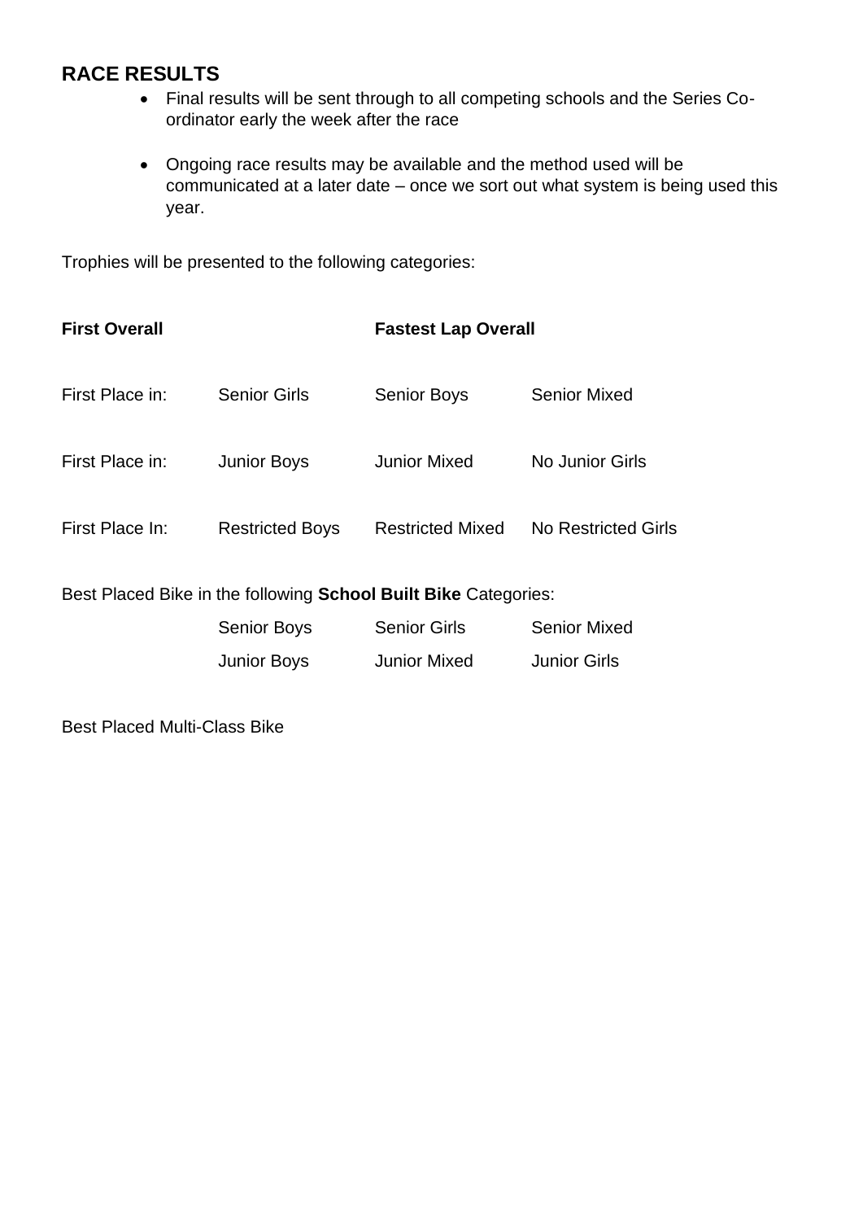## RACE RESULTS

- Final results will be sent through to all competing schools and the Series Co-ordinator early the week after the race
- Ongoing race results may be available and the method used will be communicated at a later date – once we sort out what system is being used this year.

Trophies will be presented to the following categories:

| **First Overall** | | **Fastest Lap Overall** | |
|---|---|---|---|
| First Place in: | Senior Girls | Senior Boys | Senior Mixed |
| First Place in: | Junior Boys | Junior Mixed | No Junior Girls |
| First Place In: | Restricted Boys | Restricted Mixed | No Restricted Girls |

Best Placed Bike in the following **School Built Bike** Categories:

| Senior Boys | Senior Girls | Senior Mixed |
|---|---|---|
| Junior Boys | Junior Mixed | Junior Girls |

Best Placed Multi-Class Bike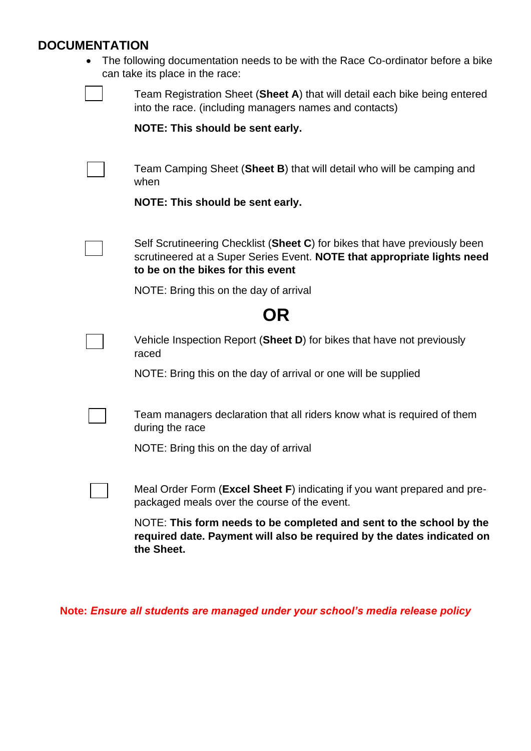## DOCUMENTATION

- The following documentation needs to be with the Race Co-ordinator before a bike can take its place in the race:

☐ Team Registration Sheet (**Sheet A**) that will detail each bike being entered into the race. (including managers names and contacts)

**NOTE: This should be sent early.**

☐ Team Camping Sheet (**Sheet B**) that will detail who will be camping and when

**NOTE: This should be sent early.**

☐ Self Scrutineering Checklist (**Sheet C**) for bikes that have previously been scrutineered at a Super Series Event. **NOTE that appropriate lights need to be on the bikes for this event**

NOTE: Bring this on the day of arrival

**OR**

☐ Vehicle Inspection Report (**Sheet D**) for bikes that have not previously raced

NOTE: Bring this on the day of arrival or one will be supplied

☐ Team managers declaration that all riders know what is required of them during the race

NOTE: Bring this on the day of arrival

☐ Meal Order Form (**Excel Sheet F**) indicating if you want prepared and pre-packaged meals over the course of the event.

NOTE: **This form needs to be completed and sent to the school by the required date. Payment will also be required by the dates indicated on the Sheet.**

**Note:** ***Ensure all students are managed under your school's media release policy***